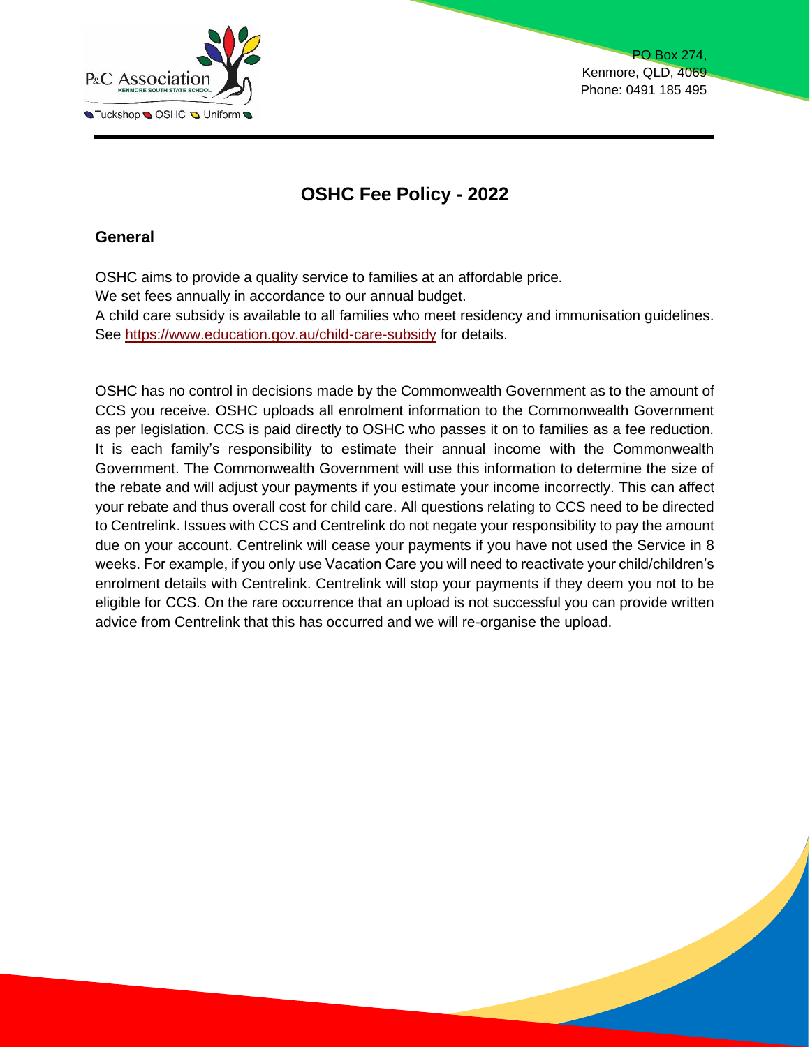P&C Association
KENMORE SOUTH STATE SCHOOL
Tuckshop OSHC Uniform

PO Box 274,
Kenmore, QLD, 4069
Phone: 0491 185 495

# OSHC Fee Policy - 2022

## General

OSHC aims to provide a quality service to families at an affordable price.
We set fees annually in accordance to our annual budget.
A child care subsidy is available to all families who meet residency and immunisation guidelines. See https://www.education.gov.au/child-care-subsidy for details.

OSHC has no control in decisions made by the Commonwealth Government as to the amount of CCS you receive. OSHC uploads all enrolment information to the Commonwealth Government as per legislation. CCS is paid directly to OSHC who passes it on to families as a fee reduction. It is each family's responsibility to estimate their annual income with the Commonwealth Government. The Commonwealth Government will use this information to determine the size of the rebate and will adjust your payments if you estimate your income incorrectly. This can affect your rebate and thus overall cost for child care. All questions relating to CCS need to be directed to Centrelink. Issues with CCS and Centrelink do not negate your responsibility to pay the amount due on your account. Centrelink will cease your payments if you have not used the Service in 8 weeks. For example, if you only use Vacation Care you will need to reactivate your child/children's enrolment details with Centrelink. Centrelink will stop your payments if they deem you not to be eligible for CCS. On the rare occurrence that an upload is not successful you can provide written advice from Centrelink that this has occurred and we will re-organise the upload.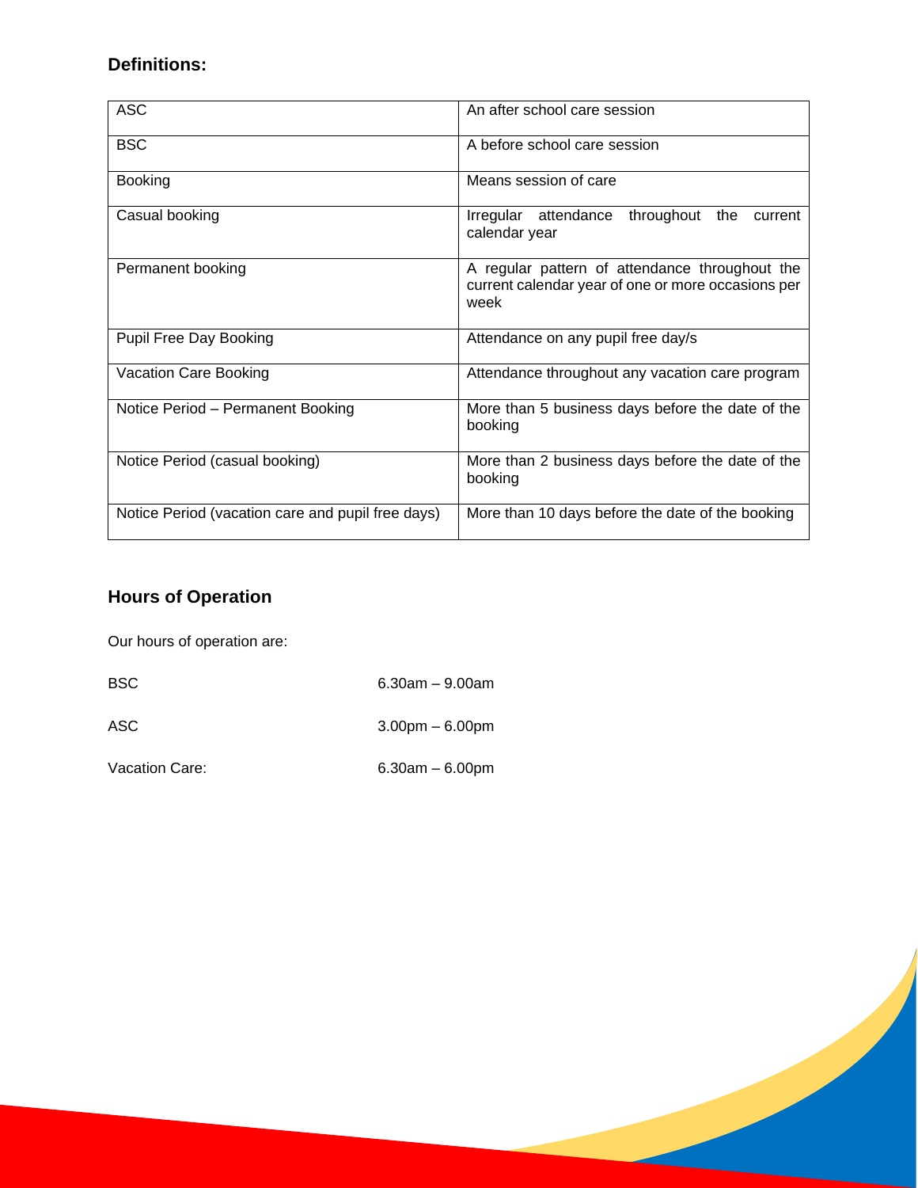## Definitions:

| | |
|---|---|
| ASC | An after school care session |
| BSC | A before school care session |
| Booking | Means session of care |
| Casual booking | Irregular attendance throughout the current calendar year |
| Permanent booking | A regular pattern of attendance throughout the current calendar year of one or more occasions per week |
| Pupil Free Day Booking | Attendance on any pupil free day/s |
| Vacation Care Booking | Attendance throughout any vacation care program |
| Notice Period – Permanent Booking | More than 5 business days before the date of the booking |
| Notice Period (casual booking) | More than 2 business days before the date of the booking |
| Notice Period (vacation care and pupil free days) | More than 10 days before the date of the booking |

## Hours of Operation

Our hours of operation are:

BSC 6.30am – 9.00am

ASC 3.00pm – 6.00pm

Vacation Care: 6.30am – 6.00pm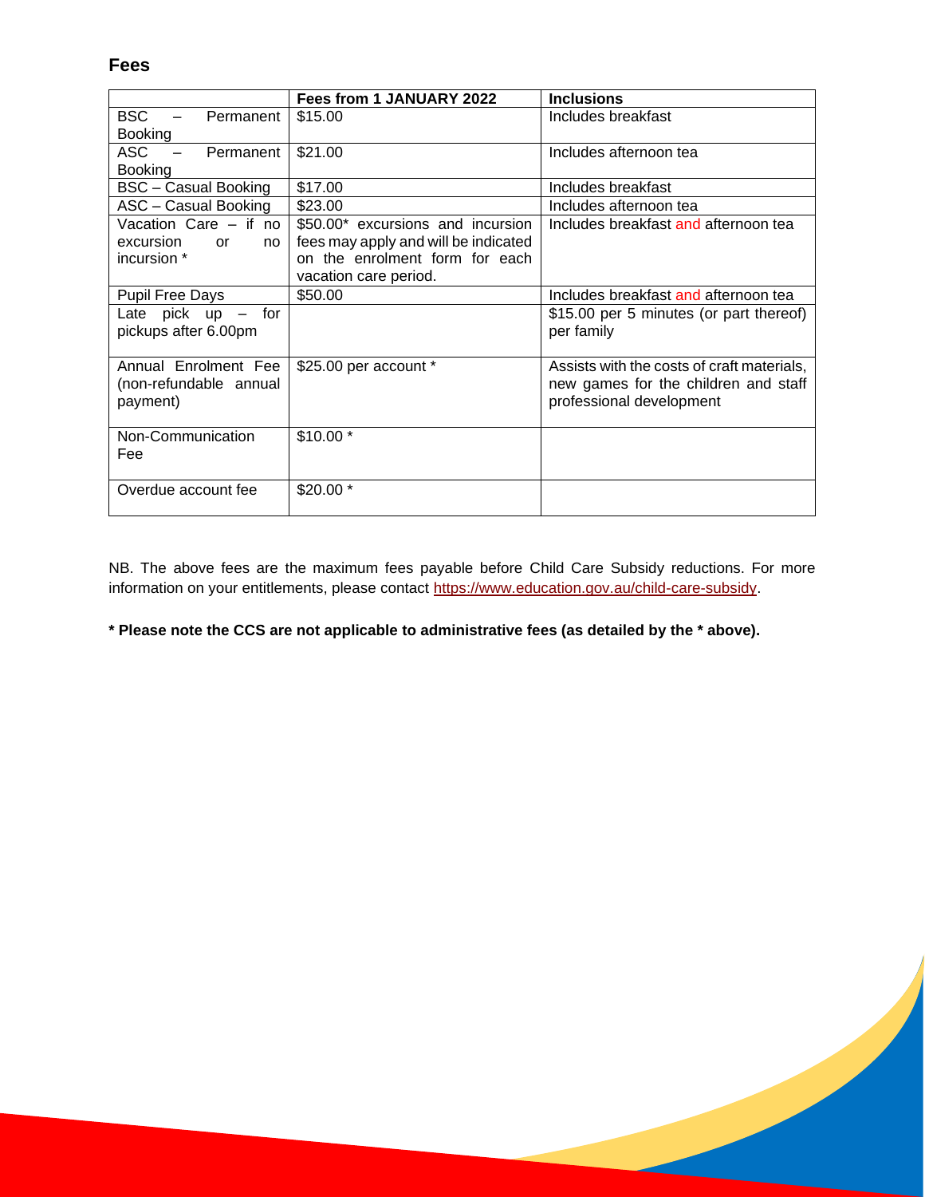## Fees

| | Fees from 1 JANUARY 2022 | Inclusions |
|---|---|---|
| BSC – Permanent Booking | $15.00 | Includes breakfast |
| ASC – Permanent Booking | $21.00 | Includes afternoon tea |
| BSC – Casual Booking | $17.00 | Includes breakfast |
| ASC – Casual Booking | $23.00 | Includes afternoon tea |
| Vacation Care – if no excursion or no incursion * | $50.00* excursions and incursion fees may apply and will be indicated on the enrolment form for each vacation care period. | Includes breakfast and afternoon tea |
| Pupil Free Days | $50.00 | Includes breakfast and afternoon tea |
| Late pick up – for pickups after 6.00pm | | $15.00 per 5 minutes (or part thereof) per family |
| Annual Enrolment Fee (non-refundable annual payment) | $25.00 per account * | Assists with the costs of craft materials, new games for the children and staff professional development |
| Non-Communication Fee | $10.00 * | |
| Overdue account fee | $20.00 * | |

NB. The above fees are the maximum fees payable before Child Care Subsidy reductions. For more information on your entitlements, please contact https://www.education.gov.au/child-care-subsidy.

**\* Please note the CCS are not applicable to administrative fees (as detailed by the * above).**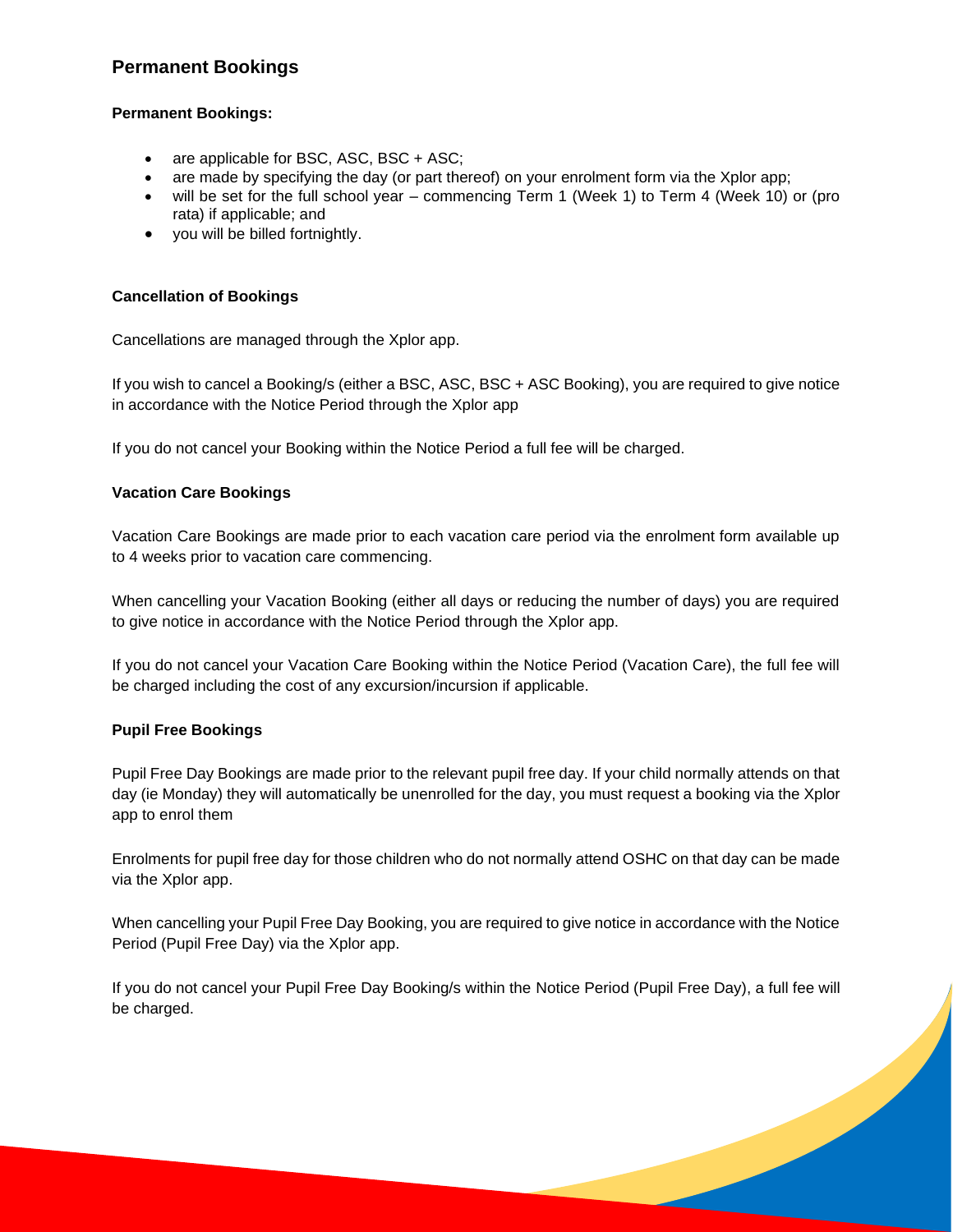## Permanent Bookings

**Permanent Bookings:**

- are applicable for BSC, ASC, BSC + ASC;
- are made by specifying the day (or part thereof) on your enrolment form via the Xplor app;
- will be set for the full school year – commencing Term 1 (Week 1) to Term 4 (Week 10) or (pro rata) if applicable; and
- you will be billed fortnightly.

**Cancellation of Bookings**

Cancellations are managed through the Xplor app.

If you wish to cancel a Booking/s (either a BSC, ASC, BSC + ASC Booking), you are required to give notice in accordance with the Notice Period through the Xplor app

If you do not cancel your Booking within the Notice Period a full fee will be charged.

**Vacation Care Bookings**

Vacation Care Bookings are made prior to each vacation care period via the enrolment form available up to 4 weeks prior to vacation care commencing.

When cancelling your Vacation Booking (either all days or reducing the number of days) you are required to give notice in accordance with the Notice Period through the Xplor app.

If you do not cancel your Vacation Care Booking within the Notice Period (Vacation Care), the full fee will be charged including the cost of any excursion/incursion if applicable.

**Pupil Free Bookings**

Pupil Free Day Bookings are made prior to the relevant pupil free day. If your child normally attends on that day (ie Monday) they will automatically be unenrolled for the day, you must request a booking via the Xplor app to enrol them

Enrolments for pupil free day for those children who do not normally attend OSHC on that day can be made via the Xplor app.

When cancelling your Pupil Free Day Booking, you are required to give notice in accordance with the Notice Period (Pupil Free Day) via the Xplor app.

If you do not cancel your Pupil Free Day Booking/s within the Notice Period (Pupil Free Day), a full fee will be charged.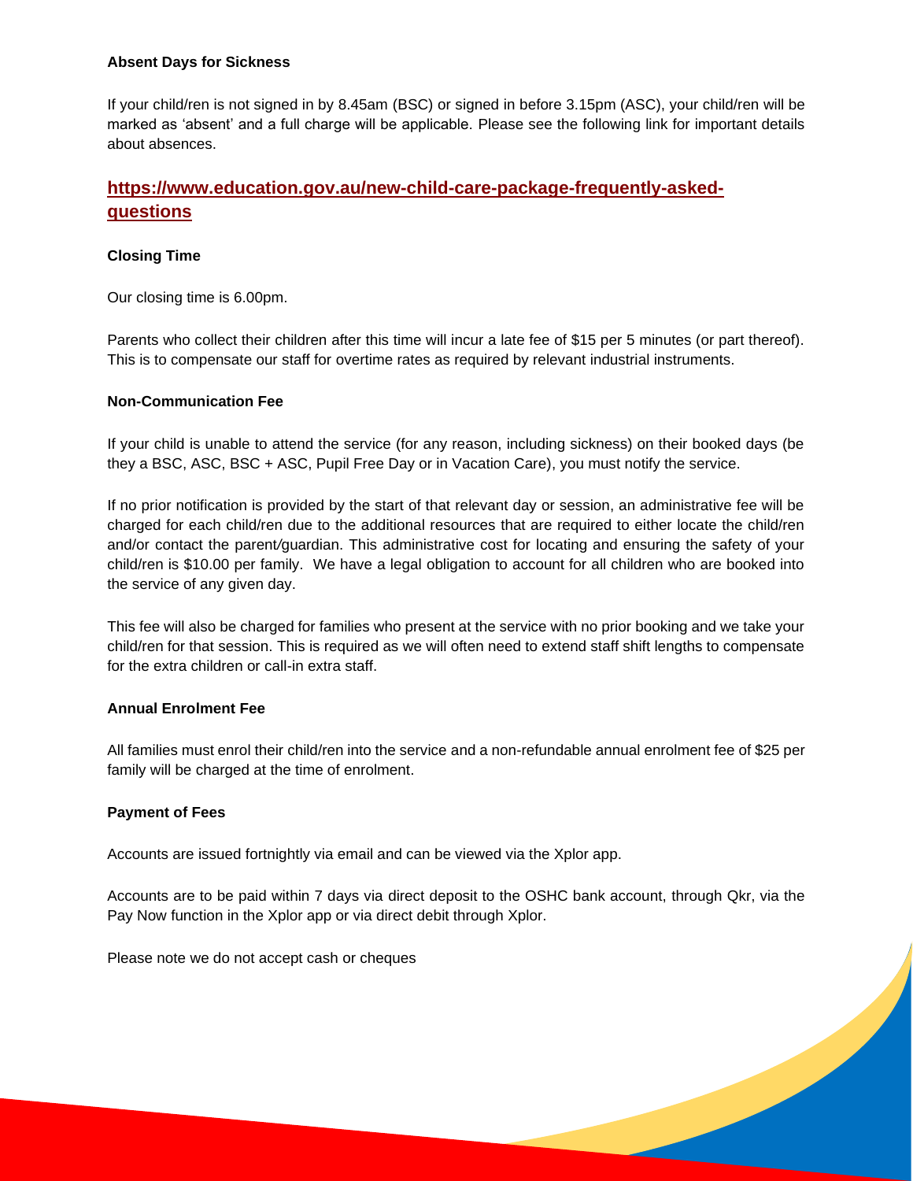**Absent Days for Sickness**

If your child/ren is not signed in by 8.45am (BSC) or signed in before 3.15pm (ASC), your child/ren will be marked as 'absent' and a full charge will be applicable. Please see the following link for important details about absences.

**https://www.education.gov.au/new-child-care-package-frequently-asked-questions**

**Closing Time**

Our closing time is 6.00pm.

Parents who collect their children after this time will incur a late fee of $15 per 5 minutes (or part thereof). This is to compensate our staff for overtime rates as required by relevant industrial instruments.

**Non-Communication Fee**

If your child is unable to attend the service (for any reason, including sickness) on their booked days (be they a BSC, ASC, BSC + ASC, Pupil Free Day or in Vacation Care), you must notify the service.

If no prior notification is provided by the start of that relevant day or session, an administrative fee will be charged for each child/ren due to the additional resources that are required to either locate the child/ren and/or contact the parent/guardian. This administrative cost for locating and ensuring the safety of your child/ren is $10.00 per family. We have a legal obligation to account for all children who are booked into the service of any given day.

This fee will also be charged for families who present at the service with no prior booking and we take your child/ren for that session. This is required as we will often need to extend staff shift lengths to compensate for the extra children or call-in extra staff.

**Annual Enrolment Fee**

All families must enrol their child/ren into the service and a non-refundable annual enrolment fee of $25 per family will be charged at the time of enrolment.

**Payment of Fees**

Accounts are issued fortnightly via email and can be viewed via the Xplor app.

Accounts are to be paid within 7 days via direct deposit to the OSHC bank account, through Qkr, via the Pay Now function in the Xplor app or via direct debit through Xplor.

Please note we do not accept cash or cheques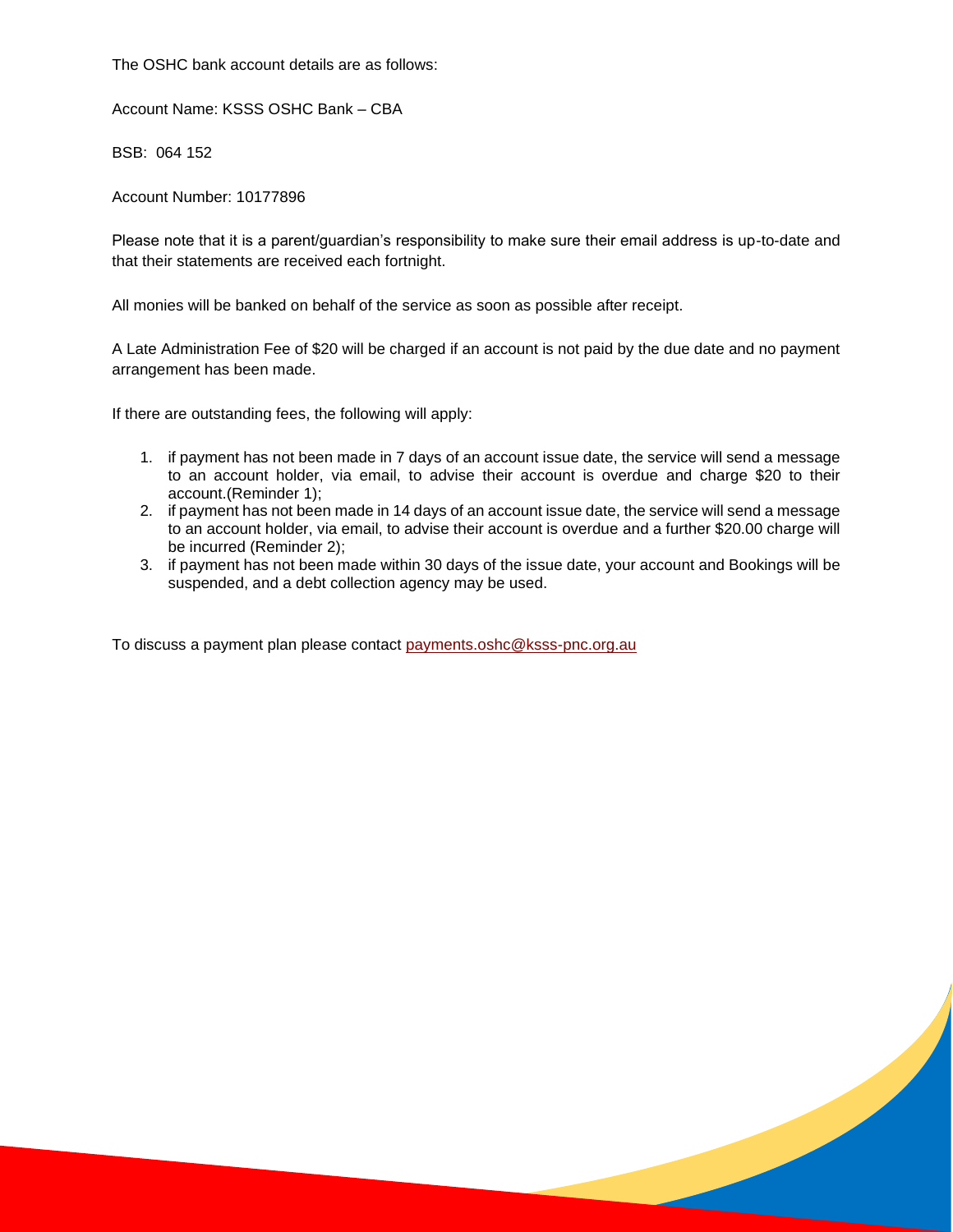The OSHC bank account details are as follows:

Account Name: KSSS OSHC Bank – CBA

BSB: 064 152

Account Number: 10177896

Please note that it is a parent/guardian's responsibility to make sure their email address is up-to-date and that their statements are received each fortnight.

All monies will be banked on behalf of the service as soon as possible after receipt.

A Late Administration Fee of $20 will be charged if an account is not paid by the due date and no payment arrangement has been made.

If there are outstanding fees, the following will apply:

1. if payment has not been made in 7 days of an account issue date, the service will send a message to an account holder, via email, to advise their account is overdue and charge $20 to their account.(Reminder 1);
2. if payment has not been made in 14 days of an account issue date, the service will send a message to an account holder, via email, to advise their account is overdue and a further $20.00 charge will be incurred (Reminder 2);
3. if payment has not been made within 30 days of the issue date, your account and Bookings will be suspended, and a debt collection agency may be used.

To discuss a payment plan please contact [payments.oshc@ksss-pnc.org.au](mailto:payments.oshc@ksss-pnc.org.au)